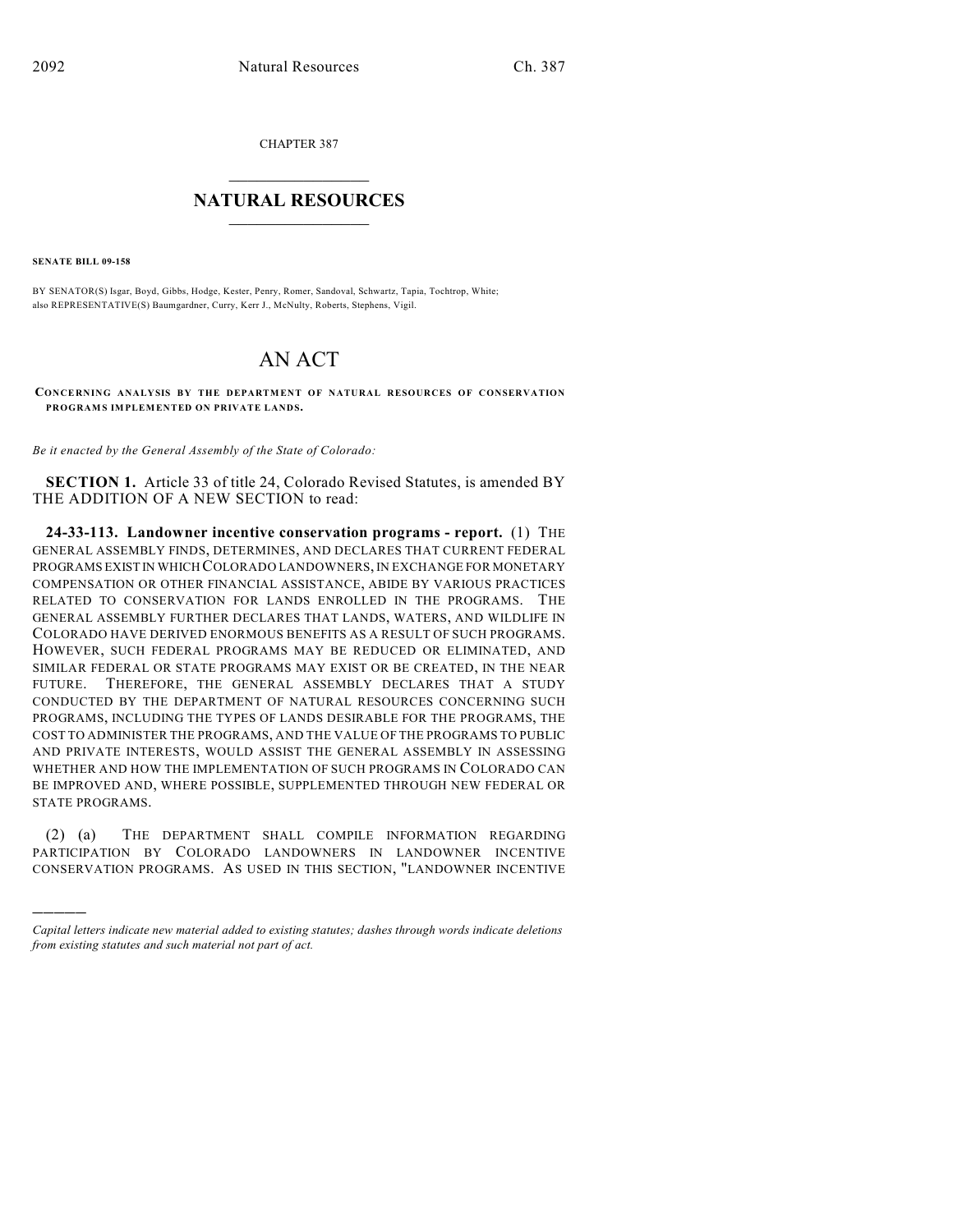CHAPTER 387

# NATURAL RESOURCES

**SENATE BILL 09-158**

BY SENATOR(S) Isgar, Boyd, Gibbs, Hodge, Kester, Penry, Romer, Sandoval, Schwartz, Tapia, Tochtrop, White;
also REPRESENTATIVE(S) Baumgardner, Curry, Kerr J., McNulty, Roberts, Stephens, Vigil.

# AN ACT

**CONCERNING ANALYSIS BY THE DEPARTMENT OF NATURAL RESOURCES OF CONSERVATION PROGRAMS IMPLEMENTED ON PRIVATE LANDS.**

*Be it enacted by the General Assembly of the State of Colorado:*

**SECTION 1.** Article 33 of title 24, Colorado Revised Statutes, is amended BY THE ADDITION OF A NEW SECTION to read:

**24-33-113. Landowner incentive conservation programs - report.** (1) THE GENERAL ASSEMBLY FINDS, DETERMINES, AND DECLARES THAT CURRENT FEDERAL PROGRAMS EXIST IN WHICH COLORADO LANDOWNERS, IN EXCHANGE FOR MONETARY COMPENSATION OR OTHER FINANCIAL ASSISTANCE, ABIDE BY VARIOUS PRACTICES RELATED TO CONSERVATION FOR LANDS ENROLLED IN THE PROGRAMS. THE GENERAL ASSEMBLY FURTHER DECLARES THAT LANDS, WATERS, AND WILDLIFE IN COLORADO HAVE DERIVED ENORMOUS BENEFITS AS A RESULT OF SUCH PROGRAMS. HOWEVER, SUCH FEDERAL PROGRAMS MAY BE REDUCED OR ELIMINATED, AND SIMILAR FEDERAL OR STATE PROGRAMS MAY EXIST OR BE CREATED, IN THE NEAR FUTURE. THEREFORE, THE GENERAL ASSEMBLY DECLARES THAT A STUDY CONDUCTED BY THE DEPARTMENT OF NATURAL RESOURCES CONCERNING SUCH PROGRAMS, INCLUDING THE TYPES OF LANDS DESIRABLE FOR THE PROGRAMS, THE COST TO ADMINISTER THE PROGRAMS, AND THE VALUE OF THE PROGRAMS TO PUBLIC AND PRIVATE INTERESTS, WOULD ASSIST THE GENERAL ASSEMBLY IN ASSESSING WHETHER AND HOW THE IMPLEMENTATION OF SUCH PROGRAMS IN COLORADO CAN BE IMPROVED AND, WHERE POSSIBLE, SUPPLEMENTED THROUGH NEW FEDERAL OR STATE PROGRAMS.

(2) (a) THE DEPARTMENT SHALL COMPILE INFORMATION REGARDING PARTICIPATION BY COLORADO LANDOWNERS IN LANDOWNER INCENTIVE CONSERVATION PROGRAMS. AS USED IN THIS SECTION, "LANDOWNER INCENTIVE

---

*Capital letters indicate new material added to existing statutes; dashes through words indicate deletions from existing statutes and such material not part of act.*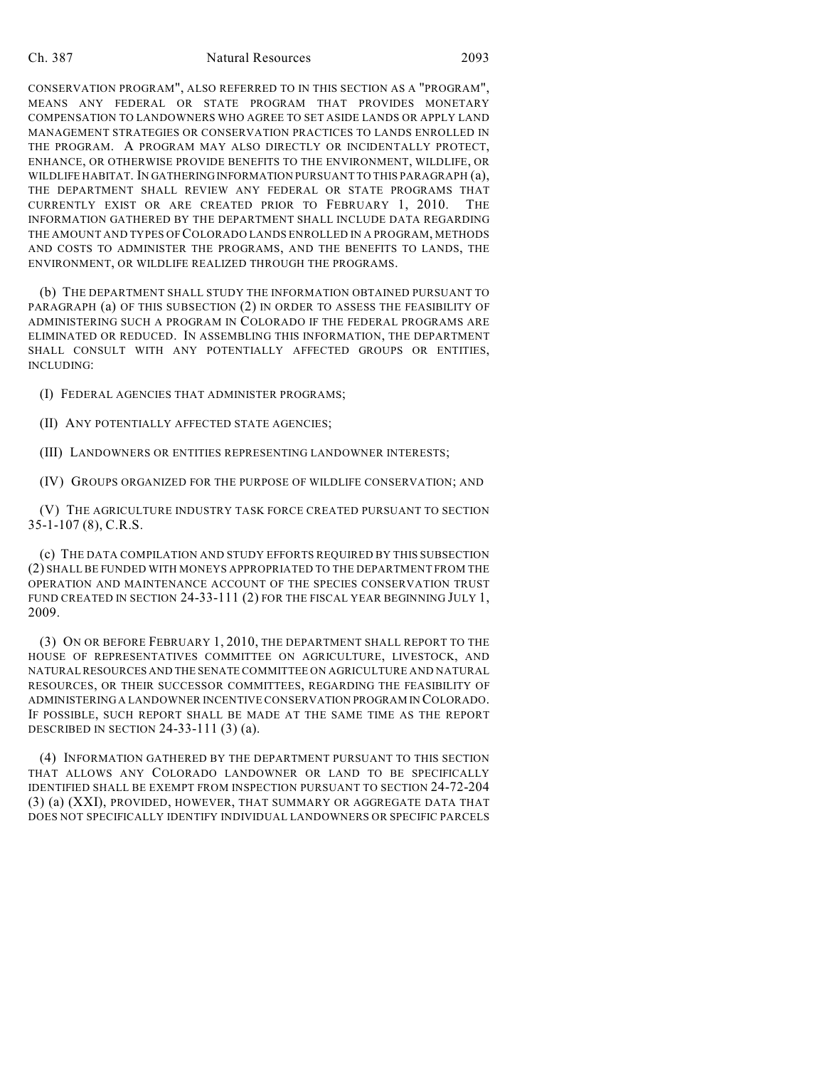CONSERVATION PROGRAM", ALSO REFERRED TO IN THIS SECTION AS A "PROGRAM", MEANS ANY FEDERAL OR STATE PROGRAM THAT PROVIDES MONETARY COMPENSATION TO LANDOWNERS WHO AGREE TO SET ASIDE LANDS OR APPLY LAND MANAGEMENT STRATEGIES OR CONSERVATION PRACTICES TO LANDS ENROLLED IN THE PROGRAM. A PROGRAM MAY ALSO DIRECTLY OR INCIDENTALLY PROTECT, ENHANCE, OR OTHERWISE PROVIDE BENEFITS TO THE ENVIRONMENT, WILDLIFE, OR WILDLIFE HABITAT. IN GATHERING INFORMATION PURSUANT TO THIS PARAGRAPH (a), THE DEPARTMENT SHALL REVIEW ANY FEDERAL OR STATE PROGRAMS THAT CURRENTLY EXIST OR ARE CREATED PRIOR TO FEBRUARY 1, 2010. THE INFORMATION GATHERED BY THE DEPARTMENT SHALL INCLUDE DATA REGARDING THE AMOUNT AND TYPES OF COLORADO LANDS ENROLLED IN A PROGRAM, METHODS AND COSTS TO ADMINISTER THE PROGRAMS, AND THE BENEFITS TO LANDS, THE ENVIRONMENT, OR WILDLIFE REALIZED THROUGH THE PROGRAMS.

(b) THE DEPARTMENT SHALL STUDY THE INFORMATION OBTAINED PURSUANT TO PARAGRAPH (a) OF THIS SUBSECTION (2) IN ORDER TO ASSESS THE FEASIBILITY OF ADMINISTERING SUCH A PROGRAM IN COLORADO IF THE FEDERAL PROGRAMS ARE ELIMINATED OR REDUCED. IN ASSEMBLING THIS INFORMATION, THE DEPARTMENT SHALL CONSULT WITH ANY POTENTIALLY AFFECTED GROUPS OR ENTITIES, INCLUDING:

(I) FEDERAL AGENCIES THAT ADMINISTER PROGRAMS;

(II) ANY POTENTIALLY AFFECTED STATE AGENCIES;

(III) LANDOWNERS OR ENTITIES REPRESENTING LANDOWNER INTERESTS;

(IV) GROUPS ORGANIZED FOR THE PURPOSE OF WILDLIFE CONSERVATION; AND

(V) THE AGRICULTURE INDUSTRY TASK FORCE CREATED PURSUANT TO SECTION 35-1-107 (8), C.R.S.

(c) THE DATA COMPILATION AND STUDY EFFORTS REQUIRED BY THIS SUBSECTION (2) SHALL BE FUNDED WITH MONEYS APPROPRIATED TO THE DEPARTMENT FROM THE OPERATION AND MAINTENANCE ACCOUNT OF THE SPECIES CONSERVATION TRUST FUND CREATED IN SECTION 24-33-111 (2) FOR THE FISCAL YEAR BEGINNING JULY 1, 2009.

(3) ON OR BEFORE FEBRUARY 1, 2010, THE DEPARTMENT SHALL REPORT TO THE HOUSE OF REPRESENTATIVES COMMITTEE ON AGRICULTURE, LIVESTOCK, AND NATURAL RESOURCES AND THE SENATE COMMITTEE ON AGRICULTURE AND NATURAL RESOURCES, OR THEIR SUCCESSOR COMMITTEES, REGARDING THE FEASIBILITY OF ADMINISTERING A LANDOWNER INCENTIVE CONSERVATION PROGRAM IN COLORADO. IF POSSIBLE, SUCH REPORT SHALL BE MADE AT THE SAME TIME AS THE REPORT DESCRIBED IN SECTION 24-33-111 (3) (a).

(4) INFORMATION GATHERED BY THE DEPARTMENT PURSUANT TO THIS SECTION THAT ALLOWS ANY COLORADO LANDOWNER OR LAND TO BE SPECIFICALLY IDENTIFIED SHALL BE EXEMPT FROM INSPECTION PURSUANT TO SECTION 24-72-204 (3) (a) (XXI), PROVIDED, HOWEVER, THAT SUMMARY OR AGGREGATE DATA THAT DOES NOT SPECIFICALLY IDENTIFY INDIVIDUAL LANDOWNERS OR SPECIFIC PARCELS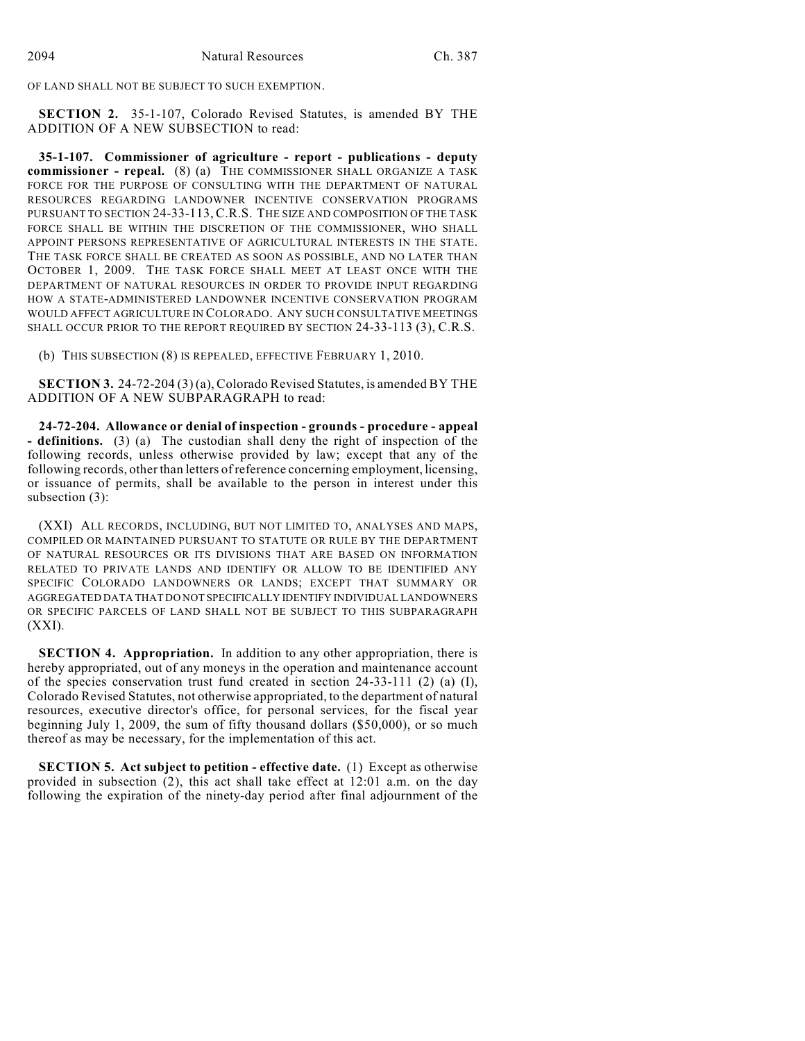OF LAND SHALL NOT BE SUBJECT TO SUCH EXEMPTION.

**SECTION 2.** 35-1-107, Colorado Revised Statutes, is amended BY THE ADDITION OF A NEW SUBSECTION to read:

**35-1-107. Commissioner of agriculture - report - publications - deputy commissioner - repeal.** (8) (a) THE COMMISSIONER SHALL ORGANIZE A TASK FORCE FOR THE PURPOSE OF CONSULTING WITH THE DEPARTMENT OF NATURAL RESOURCES REGARDING LANDOWNER INCENTIVE CONSERVATION PROGRAMS PURSUANT TO SECTION 24-33-113, C.R.S. THE SIZE AND COMPOSITION OF THE TASK FORCE SHALL BE WITHIN THE DISCRETION OF THE COMMISSIONER, WHO SHALL APPOINT PERSONS REPRESENTATIVE OF AGRICULTURAL INTERESTS IN THE STATE. THE TASK FORCE SHALL BE CREATED AS SOON AS POSSIBLE, AND NO LATER THAN OCTOBER 1, 2009. THE TASK FORCE SHALL MEET AT LEAST ONCE WITH THE DEPARTMENT OF NATURAL RESOURCES IN ORDER TO PROVIDE INPUT REGARDING HOW A STATE-ADMINISTERED LANDOWNER INCENTIVE CONSERVATION PROGRAM WOULD AFFECT AGRICULTURE IN COLORADO. ANY SUCH CONSULTATIVE MEETINGS SHALL OCCUR PRIOR TO THE REPORT REQUIRED BY SECTION 24-33-113 (3), C.R.S.

(b) THIS SUBSECTION (8) IS REPEALED, EFFECTIVE FEBRUARY 1, 2010.

**SECTION 3.** 24-72-204 (3) (a), Colorado Revised Statutes, is amended BY THE ADDITION OF A NEW SUBPARAGRAPH to read:

**24-72-204. Allowance or denial of inspection - grounds - procedure - appeal - definitions.** (3) (a) The custodian shall deny the right of inspection of the following records, unless otherwise provided by law; except that any of the following records, other than letters of reference concerning employment, licensing, or issuance of permits, shall be available to the person in interest under this subsection (3):

(XXI) ALL RECORDS, INCLUDING, BUT NOT LIMITED TO, ANALYSES AND MAPS, COMPILED OR MAINTAINED PURSUANT TO STATUTE OR RULE BY THE DEPARTMENT OF NATURAL RESOURCES OR ITS DIVISIONS THAT ARE BASED ON INFORMATION RELATED TO PRIVATE LANDS AND IDENTIFY OR ALLOW TO BE IDENTIFIED ANY SPECIFIC COLORADO LANDOWNERS OR LANDS; EXCEPT THAT SUMMARY OR AGGREGATED DATA THAT DO NOT SPECIFICALLY IDENTIFY INDIVIDUAL LANDOWNERS OR SPECIFIC PARCELS OF LAND SHALL NOT BE SUBJECT TO THIS SUBPARAGRAPH (XXI).

**SECTION 4. Appropriation.** In addition to any other appropriation, there is hereby appropriated, out of any moneys in the operation and maintenance account of the species conservation trust fund created in section 24-33-111 (2) (a) (I), Colorado Revised Statutes, not otherwise appropriated, to the department of natural resources, executive director's office, for personal services, for the fiscal year beginning July 1, 2009, the sum of fifty thousand dollars ($50,000), or so much thereof as may be necessary, for the implementation of this act.

**SECTION 5. Act subject to petition - effective date.** (1) Except as otherwise provided in subsection (2), this act shall take effect at 12:01 a.m. on the day following the expiration of the ninety-day period after final adjournment of the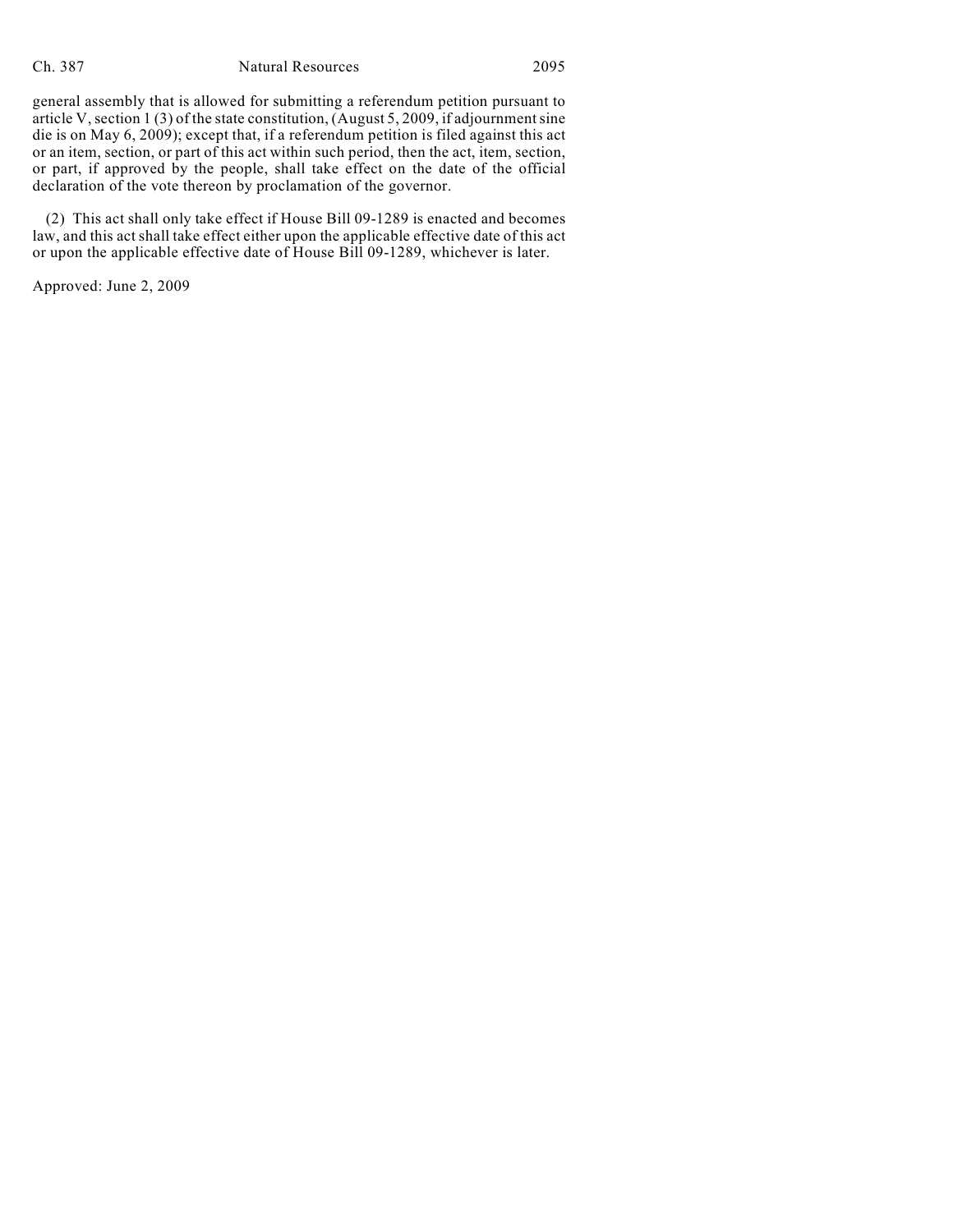general assembly that is allowed for submitting a referendum petition pursuant to article V, section 1 (3) of the state constitution, (August 5, 2009, if adjournment sine die is on May 6, 2009); except that, if a referendum petition is filed against this act or an item, section, or part of this act within such period, then the act, item, section, or part, if approved by the people, shall take effect on the date of the official declaration of the vote thereon by proclamation of the governor.

(2) This act shall only take effect if House Bill 09-1289 is enacted and becomes law, and this act shall take effect either upon the applicable effective date of this act or upon the applicable effective date of House Bill 09-1289, whichever is later.

Approved: June 2, 2009